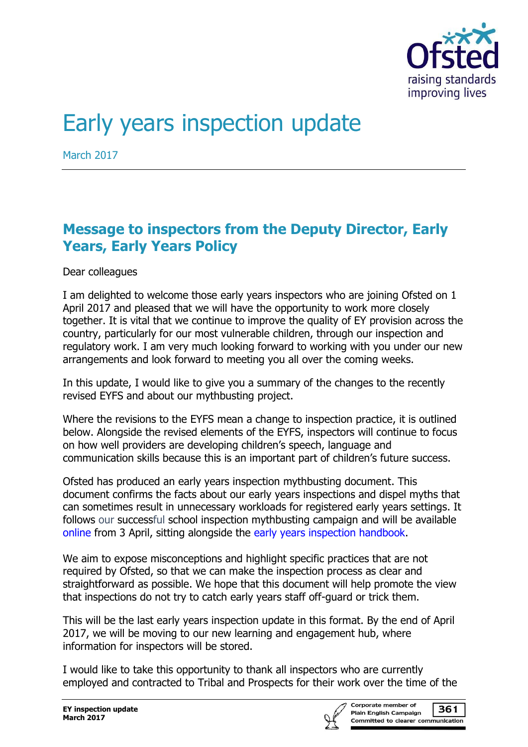# Early years inspection update

March 2017

## Message to inspectors from the Deputy Director, Early Years, Early Years Policy

Dear colleagues

I am delighted to welcome those early years inspectors who are joining Ofsted on 1 April 2017 and pleased that we will have the opportunity to work more closely together. It is vital that we continue to improve the quality of EY provision across the country, particularly for our most vulnerable children, through our inspection and regulatory work. I am very much looking forward to working with you under our new arrangements and look forward to meeting you all over the coming weeks.

In this update, I would like to give you a summary of the changes to the recently revised EYFS and about our mythbusting project.

Where the revisions to the EYFS mean a change to inspection practice, it is outlined below. Alongside the revised elements of the EYFS, inspectors will continue to focus on how well providers are developing children's speech, language and communication skills because this is an important part of children's future success.

Ofsted has produced an early years inspection mythbusting document. This document confirms the facts about our early years inspections and dispel myths that can sometimes result in unnecessary workloads for registered early years settings. It follows our successful school inspection mythbusting campaign and will be available online from 3 April, sitting alongside the early years inspection handbook.

We aim to expose misconceptions and highlight specific practices that are not required by Ofsted, so that we can make the inspection process as clear and straightforward as possible. We hope that this document will help promote the view that inspections do not try to catch early years staff off-guard or trick them.

This will be the last early years inspection update in this format. By the end of April 2017, we will be moving to our new learning and engagement hub, where information for inspectors will be stored.

I would like to take this opportunity to thank all inspectors who are currently employed and contracted to Tribal and Prospects for their work over the time of the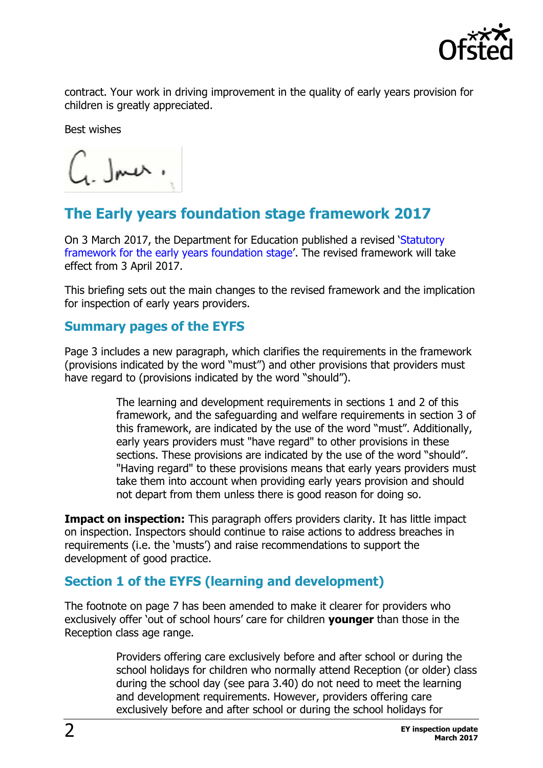contract. Your work in driving improvement in the quality of early years provision for children is greatly appreciated.

Best wishes

## The Early years foundation stage framework 2017

On 3 March 2017, the Department for Education published a revised 'Statutory framework for the early years foundation stage'. The revised framework will take effect from 3 April 2017.

This briefing sets out the main changes to the revised framework and the implication for inspection of early years providers.

### Summary pages of the EYFS

Page 3 includes a new paragraph, which clarifies the requirements in the framework (provisions indicated by the word "must") and other provisions that providers must have regard to (provisions indicated by the word "should").

> The learning and development requirements in sections 1 and 2 of this framework, and the safeguarding and welfare requirements in section 3 of this framework, are indicated by the use of the word "must". Additionally, early years providers must "have regard" to other provisions in these sections. These provisions are indicated by the use of the word "should". "Having regard" to these provisions means that early years providers must take them into account when providing early years provision and should not depart from them unless there is good reason for doing so.

**Impact on inspection:** This paragraph offers providers clarity. It has little impact on inspection. Inspectors should continue to raise actions to address breaches in requirements (i.e. the 'musts') and raise recommendations to support the development of good practice.

### Section 1 of the EYFS (learning and development)

The footnote on page 7 has been amended to make it clearer for providers who exclusively offer 'out of school hours' care for children **younger** than those in the Reception class age range.

> Providers offering care exclusively before and after school or during the school holidays for children who normally attend Reception (or older) class during the school day (see para 3.40) do not need to meet the learning and development requirements. However, providers offering care exclusively before and after school or during the school holidays for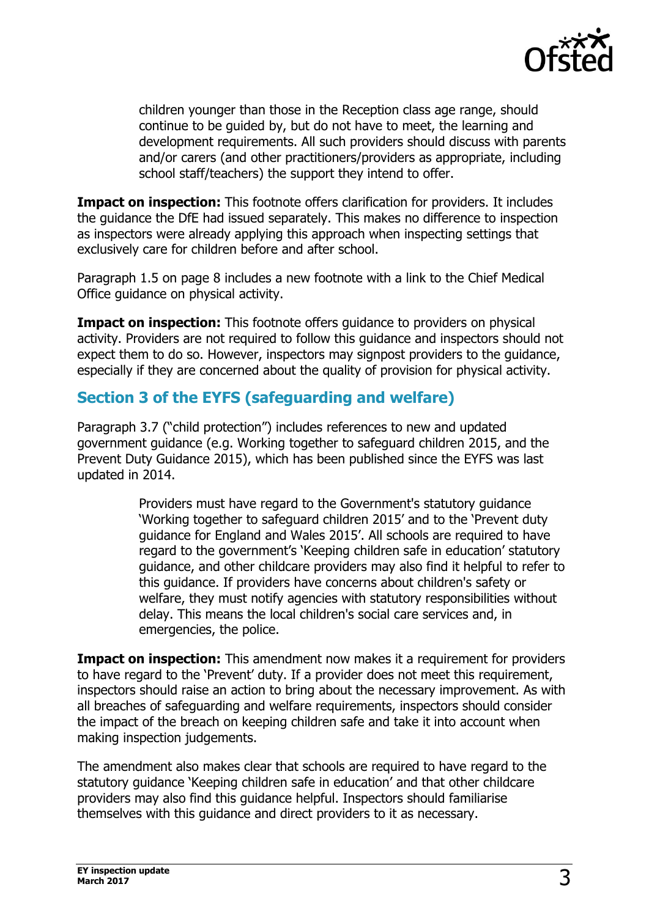> children younger than those in the Reception class age range, should continue to be guided by, but do not have to meet, the learning and development requirements. All such providers should discuss with parents and/or carers (and other practitioners/providers as appropriate, including school staff/teachers) the support they intend to offer.

**Impact on inspection:** This footnote offers clarification for providers. It includes the guidance the DfE had issued separately. This makes no difference to inspection as inspectors were already applying this approach when inspecting settings that exclusively care for children before and after school.

Paragraph 1.5 on page 8 includes a new footnote with a link to the Chief Medical Office guidance on physical activity.

**Impact on inspection:** This footnote offers guidance to providers on physical activity. Providers are not required to follow this guidance and inspectors should not expect them to do so. However, inspectors may signpost providers to the guidance, especially if they are concerned about the quality of provision for physical activity.

## Section 3 of the EYFS (safeguarding and welfare)

Paragraph 3.7 ("child protection") includes references to new and updated government guidance (e.g. Working together to safeguard children 2015, and the Prevent Duty Guidance 2015), which has been published since the EYFS was last updated in 2014.

> Providers must have regard to the Government's statutory guidance 'Working together to safeguard children 2015' and to the 'Prevent duty guidance for England and Wales 2015'. All schools are required to have regard to the government's 'Keeping children safe in education' statutory guidance, and other childcare providers may also find it helpful to refer to this guidance. If providers have concerns about children's safety or welfare, they must notify agencies with statutory responsibilities without delay. This means the local children's social care services and, in emergencies, the police.

**Impact on inspection:** This amendment now makes it a requirement for providers to have regard to the 'Prevent' duty. If a provider does not meet this requirement, inspectors should raise an action to bring about the necessary improvement. As with all breaches of safeguarding and welfare requirements, inspectors should consider the impact of the breach on keeping children safe and take it into account when making inspection judgements.

The amendment also makes clear that schools are required to have regard to the statutory guidance 'Keeping children safe in education' and that other childcare providers may also find this guidance helpful. Inspectors should familiarise themselves with this guidance and direct providers to it as necessary.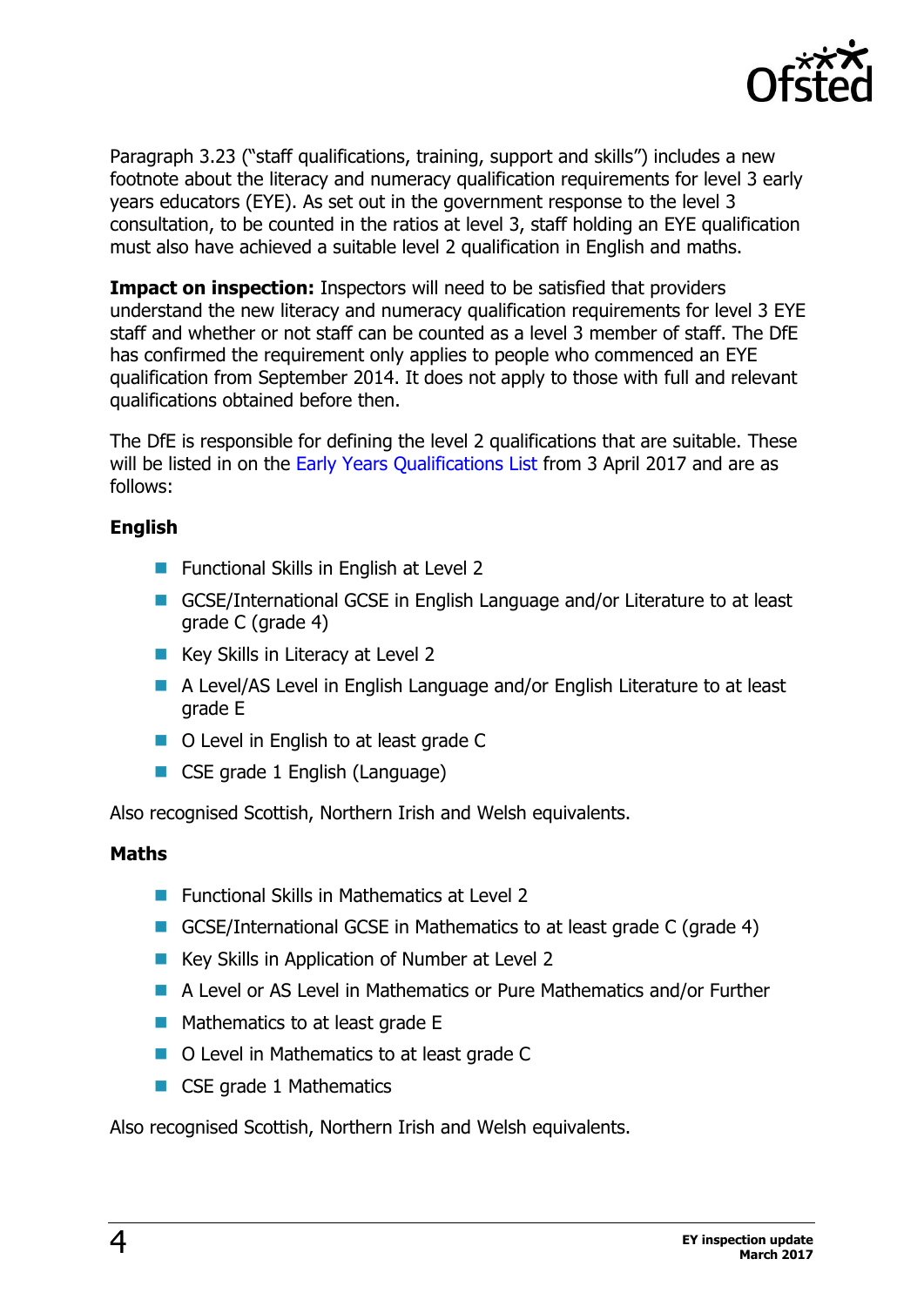Paragraph 3.23 ("staff qualifications, training, support and skills") includes a new footnote about the literacy and numeracy qualification requirements for level 3 early years educators (EYE). As set out in the government response to the level 3 consultation, to be counted in the ratios at level 3, staff holding an EYE qualification must also have achieved a suitable level 2 qualification in English and maths.

**Impact on inspection:** Inspectors will need to be satisfied that providers understand the new literacy and numeracy qualification requirements for level 3 EYE staff and whether or not staff can be counted as a level 3 member of staff. The DfE has confirmed the requirement only applies to people who commenced an EYE qualification from September 2014. It does not apply to those with full and relevant qualifications obtained before then.

The DfE is responsible for defining the level 2 qualifications that are suitable. These will be listed in on the Early Years Qualifications List from 3 April 2017 and are as follows:

**English**

- Functional Skills in English at Level 2
- GCSE/International GCSE in English Language and/or Literature to at least grade C (grade 4)
- Key Skills in Literacy at Level 2
- A Level/AS Level in English Language and/or English Literature to at least grade E
- O Level in English to at least grade C
- CSE grade 1 English (Language)

Also recognised Scottish, Northern Irish and Welsh equivalents.

**Maths**

- Functional Skills in Mathematics at Level 2
- GCSE/International GCSE in Mathematics to at least grade C (grade 4)
- Key Skills in Application of Number at Level 2
- A Level or AS Level in Mathematics or Pure Mathematics and/or Further
- Mathematics to at least grade E
- O Level in Mathematics to at least grade C
- CSE grade 1 Mathematics

Also recognised Scottish, Northern Irish and Welsh equivalents.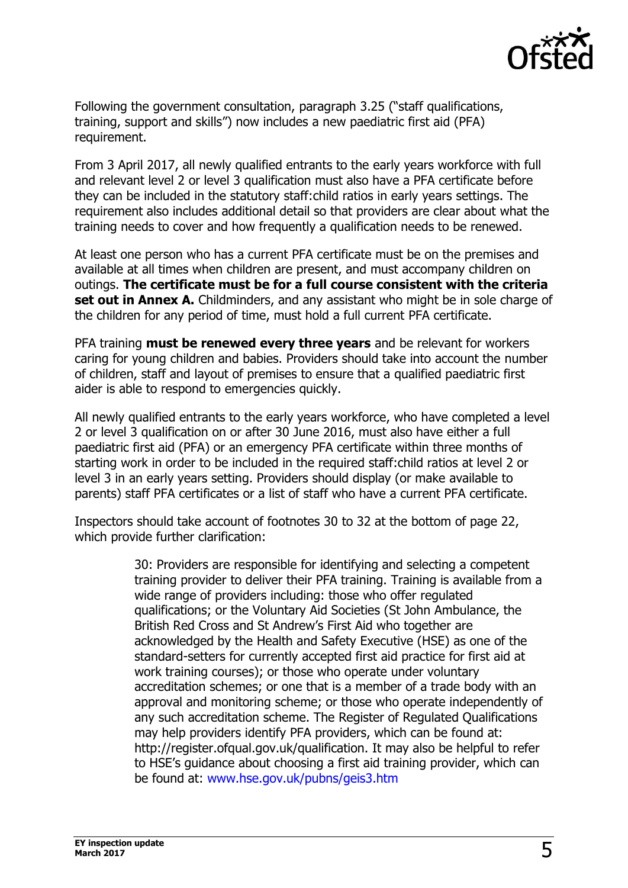Following the government consultation, paragraph 3.25 ("staff qualifications, training, support and skills") now includes a new paediatric first aid (PFA) requirement.

From 3 April 2017, all newly qualified entrants to the early years workforce with full and relevant level 2 or level 3 qualification must also have a PFA certificate before they can be included in the statutory staff:child ratios in early years settings. The requirement also includes additional detail so that providers are clear about what the training needs to cover and how frequently a qualification needs to be renewed.

At least one person who has a current PFA certificate must be on the premises and available at all times when children are present, and must accompany children on outings. **The certificate must be for a full course consistent with the criteria set out in Annex A.** Childminders, and any assistant who might be in sole charge of the children for any period of time, must hold a full current PFA certificate.

PFA training **must be renewed every three years** and be relevant for workers caring for young children and babies. Providers should take into account the number of children, staff and layout of premises to ensure that a qualified paediatric first aider is able to respond to emergencies quickly.

All newly qualified entrants to the early years workforce, who have completed a level 2 or level 3 qualification on or after 30 June 2016, must also have either a full paediatric first aid (PFA) or an emergency PFA certificate within three months of starting work in order to be included in the required staff:child ratios at level 2 or level 3 in an early years setting. Providers should display (or make available to parents) staff PFA certificates or a list of staff who have a current PFA certificate.

Inspectors should take account of footnotes 30 to 32 at the bottom of page 22, which provide further clarification:

> 30: Providers are responsible for identifying and selecting a competent training provider to deliver their PFA training. Training is available from a wide range of providers including: those who offer regulated qualifications; or the Voluntary Aid Societies (St John Ambulance, the British Red Cross and St Andrew's First Aid who together are acknowledged by the Health and Safety Executive (HSE) as one of the standard-setters for currently accepted first aid practice for first aid at work training courses); or those who operate under voluntary accreditation schemes; or one that is a member of a trade body with an approval and monitoring scheme; or those who operate independently of any such accreditation scheme. The Register of Regulated Qualifications may help providers identify PFA providers, which can be found at: http://register.ofqual.gov.uk/qualification. It may also be helpful to refer to HSE's guidance about choosing a first aid training provider, which can be found at: www.hse.gov.uk/pubns/geis3.htm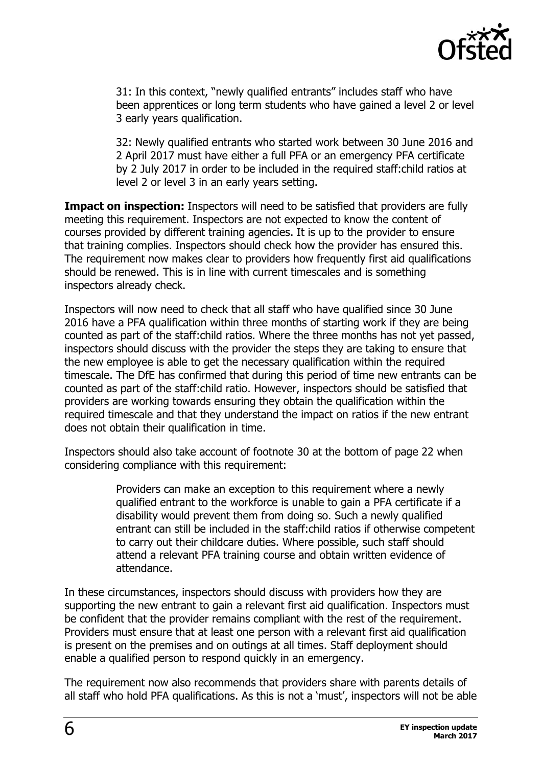> 31: In this context, "newly qualified entrants" includes staff who have been apprentices or long term students who have gained a level 2 or level 3 early years qualification.
>
> 32: Newly qualified entrants who started work between 30 June 2016 and 2 April 2017 must have either a full PFA or an emergency PFA certificate by 2 July 2017 in order to be included in the required staff:child ratios at level 2 or level 3 in an early years setting.

**Impact on inspection:** Inspectors will need to be satisfied that providers are fully meeting this requirement. Inspectors are not expected to know the content of courses provided by different training agencies. It is up to the provider to ensure that training complies. Inspectors should check how the provider has ensured this. The requirement now makes clear to providers how frequently first aid qualifications should be renewed. This is in line with current timescales and is something inspectors already check.

Inspectors will now need to check that all staff who have qualified since 30 June 2016 have a PFA qualification within three months of starting work if they are being counted as part of the staff:child ratios. Where the three months has not yet passed, inspectors should discuss with the provider the steps they are taking to ensure that the new employee is able to get the necessary qualification within the required timescale. The DfE has confirmed that during this period of time new entrants can be counted as part of the staff:child ratio. However, inspectors should be satisfied that providers are working towards ensuring they obtain the qualification within the required timescale and that they understand the impact on ratios if the new entrant does not obtain their qualification in time.

Inspectors should also take account of footnote 30 at the bottom of page 22 when considering compliance with this requirement:

> Providers can make an exception to this requirement where a newly qualified entrant to the workforce is unable to gain a PFA certificate if a disability would prevent them from doing so. Such a newly qualified entrant can still be included in the staff:child ratios if otherwise competent to carry out their childcare duties. Where possible, such staff should attend a relevant PFA training course and obtain written evidence of attendance.

In these circumstances, inspectors should discuss with providers how they are supporting the new entrant to gain a relevant first aid qualification. Inspectors must be confident that the provider remains compliant with the rest of the requirement. Providers must ensure that at least one person with a relevant first aid qualification is present on the premises and on outings at all times. Staff deployment should enable a qualified person to respond quickly in an emergency.

The requirement now also recommends that providers share with parents details of all staff who hold PFA qualifications. As this is not a 'must', inspectors will not be able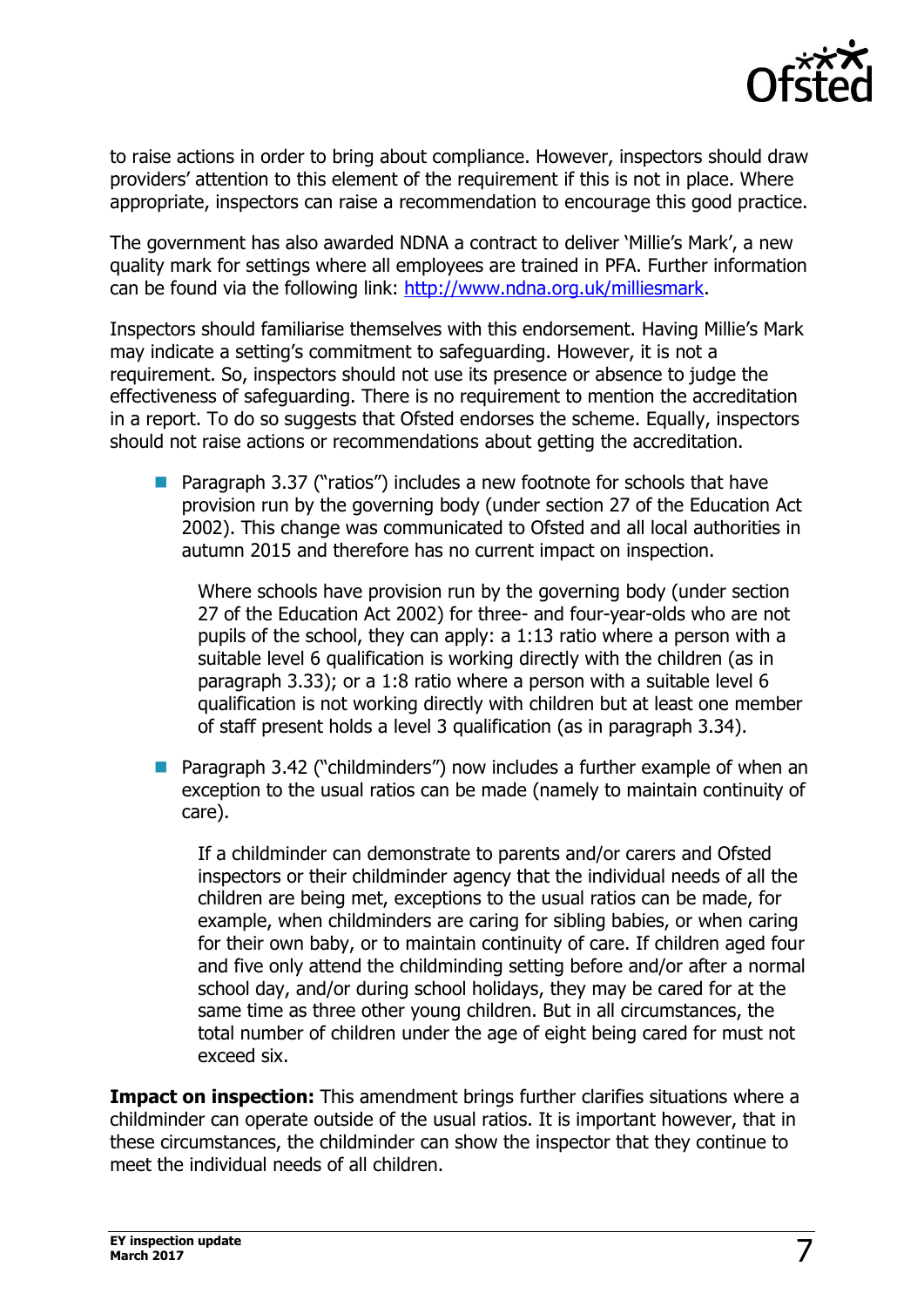to raise actions in order to bring about compliance. However, inspectors should draw providers' attention to this element of the requirement if this is not in place. Where appropriate, inspectors can raise a recommendation to encourage this good practice.

The government has also awarded NDNA a contract to deliver 'Millie's Mark', a new quality mark for settings where all employees are trained in PFA. Further information can be found via the following link: [http://www.ndna.org.uk/milliesmark](http://www.ndna.org.uk/milliesmark).

Inspectors should familiarise themselves with this endorsement. Having Millie's Mark may indicate a setting's commitment to safeguarding. However, it is not a requirement. So, inspectors should not use its presence or absence to judge the effectiveness of safeguarding. There is no requirement to mention the accreditation in a report. To do so suggests that Ofsted endorses the scheme. Equally, inspectors should not raise actions or recommendations about getting the accreditation.

- Paragraph 3.37 ("ratios") includes a new footnote for schools that have provision run by the governing body (under section 27 of the Education Act 2002). This change was communicated to Ofsted and all local authorities in autumn 2015 and therefore has no current impact on inspection.

  Where schools have provision run by the governing body (under section 27 of the Education Act 2002) for three- and four-year-olds who are not pupils of the school, they can apply: a 1:13 ratio where a person with a suitable level 6 qualification is working directly with the children (as in paragraph 3.33); or a 1:8 ratio where a person with a suitable level 6 qualification is not working directly with children but at least one member of staff present holds a level 3 qualification (as in paragraph 3.34).

- Paragraph 3.42 ("childminders") now includes a further example of when an exception to the usual ratios can be made (namely to maintain continuity of care).

  If a childminder can demonstrate to parents and/or carers and Ofsted inspectors or their childminder agency that the individual needs of all the children are being met, exceptions to the usual ratios can be made, for example, when childminders are caring for sibling babies, or when caring for their own baby, or to maintain continuity of care. If children aged four and five only attend the childminding setting before and/or after a normal school day, and/or during school holidays, they may be cared for at the same time as three other young children. But in all circumstances, the total number of children under the age of eight being cared for must not exceed six.

**Impact on inspection:** This amendment brings further clarifies situations where a childminder can operate outside of the usual ratios. It is important however, that in these circumstances, the childminder can show the inspector that they continue to meet the individual needs of all children.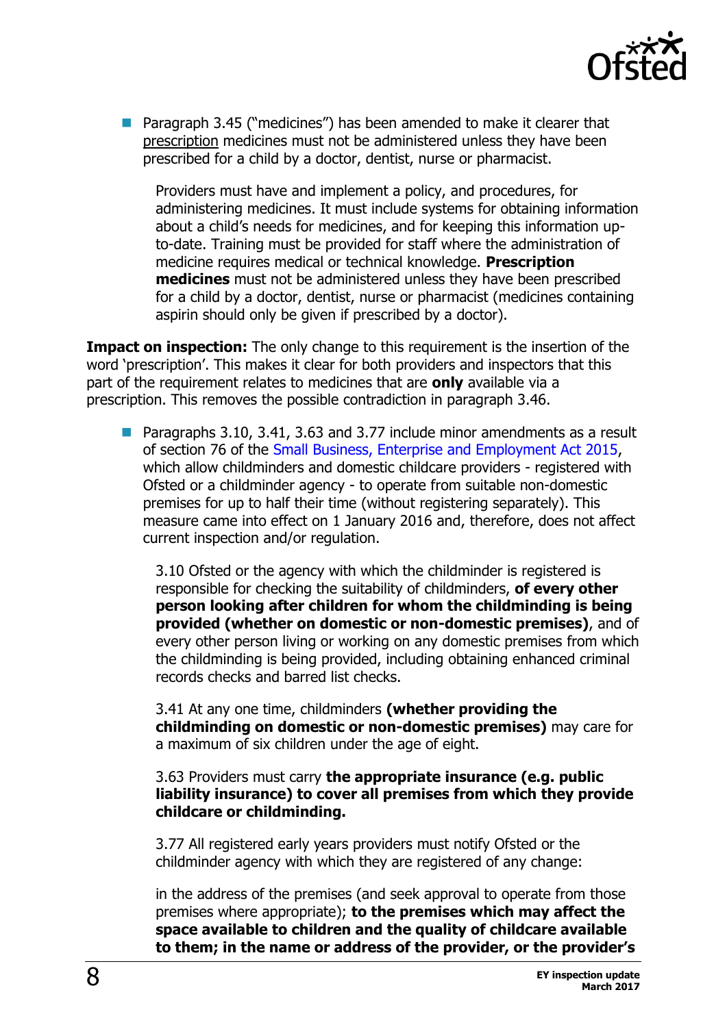- Paragraph 3.45 ("medicines") has been amended to make it clearer that prescription medicines must not be administered unless they have been prescribed for a child by a doctor, dentist, nurse or pharmacist.

  > Providers must have and implement a policy, and procedures, for administering medicines. It must include systems for obtaining information about a child's needs for medicines, and for keeping this information up-to-date. Training must be provided for staff where the administration of medicine requires medical or technical knowledge. **Prescription medicines** must not be administered unless they have been prescribed for a child by a doctor, dentist, nurse or pharmacist (medicines containing aspirin should only be given if prescribed by a doctor).

**Impact on inspection:** The only change to this requirement is the insertion of the word 'prescription'. This makes it clear for both providers and inspectors that this part of the requirement relates to medicines that are **only** available via a prescription. This removes the possible contradiction in paragraph 3.46.

- Paragraphs 3.10, 3.41, 3.63 and 3.77 include minor amendments as a result of section 76 of the Small Business, Enterprise and Employment Act 2015, which allow childminders and domestic childcare providers - registered with Ofsted or a childminder agency - to operate from suitable non-domestic premises for up to half their time (without registering separately). This measure came into effect on 1 January 2016 and, therefore, does not affect current inspection and/or regulation.

  > 3.10 Ofsted or the agency with which the childminder is registered is responsible for checking the suitability of childminders, **of every other person looking after children for whom the childminding is being provided (whether on domestic or non-domestic premises)**, and of every other person living or working on any domestic premises from which the childminding is being provided, including obtaining enhanced criminal records checks and barred list checks.
  >
  > 3.41 At any one time, childminders **(whether providing the childminding on domestic or non-domestic premises)** may care for a maximum of six children under the age of eight.
  >
  > 3.63 Providers must carry **the appropriate insurance (e.g. public liability insurance) to cover all premises from which they provide childcare or childminding.**
  >
  > 3.77 All registered early years providers must notify Ofsted or the childminder agency with which they are registered of any change:
  >
  > in the address of the premises (and seek approval to operate from those premises where appropriate); **to the premises which may affect the space available to children and the quality of childcare available to them; in the name or address of the provider, or the provider's**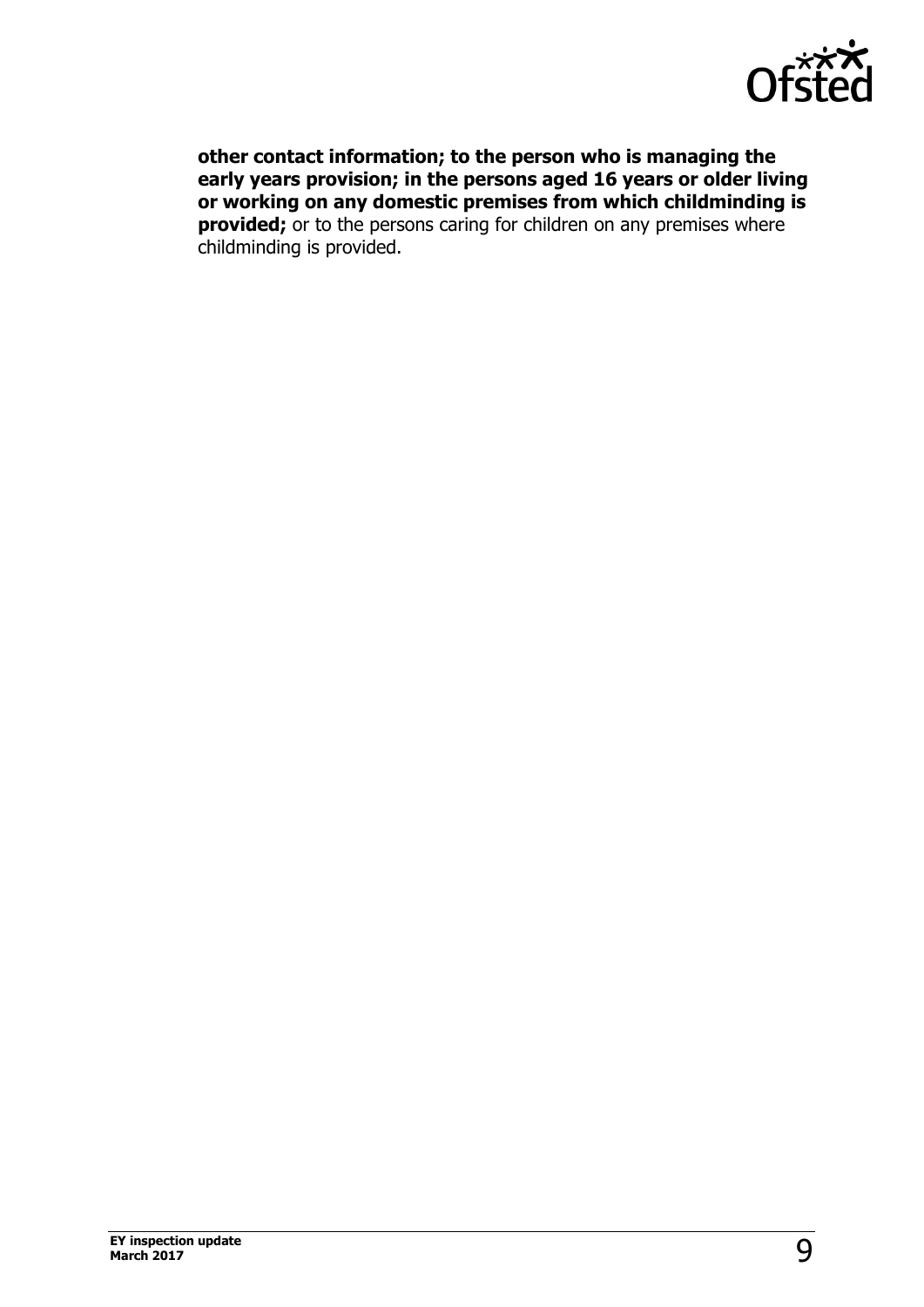**other contact information; to the person who is managing the early years provision; in the persons aged 16 years or older living or working on any domestic premises from which childminding is provided;** or to the persons caring for children on any premises where childminding is provided.